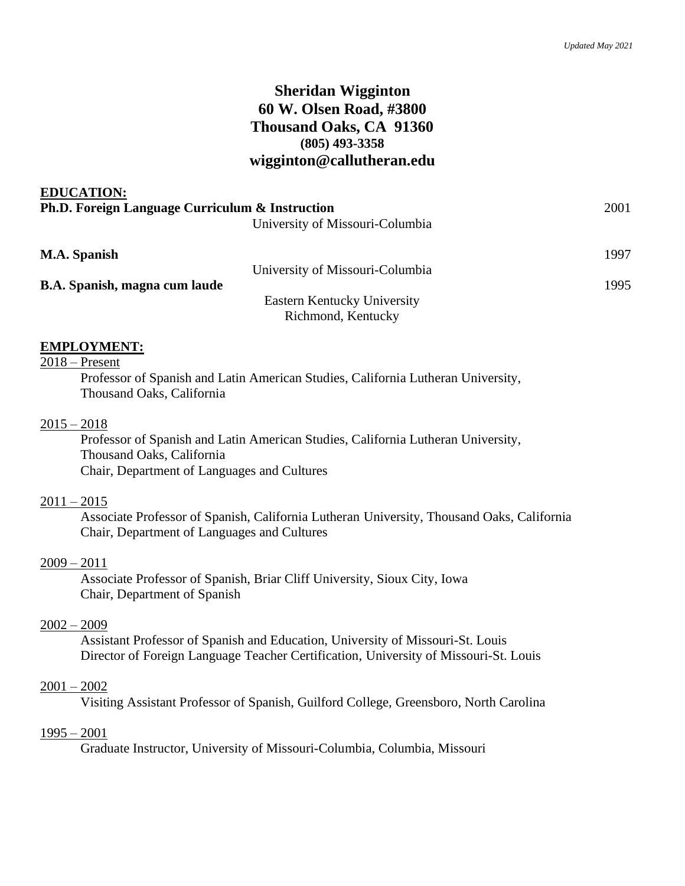*Updated May 2021*

# Sheridan Wigginton
**60 W. Olsen Road, #3800**
**Thousand Oaks, CA 91360**
**(805) 493-3358**
**wigginton@callutheran.edu**

## EDUCATION:

**Ph.D. Foreign Language Curriculum & Instruction** — 2001
University of Missouri-Columbia

**M.A. Spanish** — 1997
University of Missouri-Columbia

**B.A. Spanish, magna cum laude** — 1995
Eastern Kentucky University
Richmond, Kentucky

## EMPLOYMENT:

2018 – Present
Professor of Spanish and Latin American Studies, California Lutheran University, Thousand Oaks, California

2015 – 2018
Professor of Spanish and Latin American Studies, California Lutheran University, Thousand Oaks, California
Chair, Department of Languages and Cultures

2011 – 2015
Associate Professor of Spanish, California Lutheran University, Thousand Oaks, California
Chair, Department of Languages and Cultures

2009 – 2011
Associate Professor of Spanish, Briar Cliff University, Sioux City, Iowa
Chair, Department of Spanish

2002 – 2009
Assistant Professor of Spanish and Education, University of Missouri-St. Louis
Director of Foreign Language Teacher Certification, University of Missouri-St. Louis

2001 – 2002
Visiting Assistant Professor of Spanish, Guilford College, Greensboro, North Carolina

1995 – 2001
Graduate Instructor, University of Missouri-Columbia, Columbia, Missouri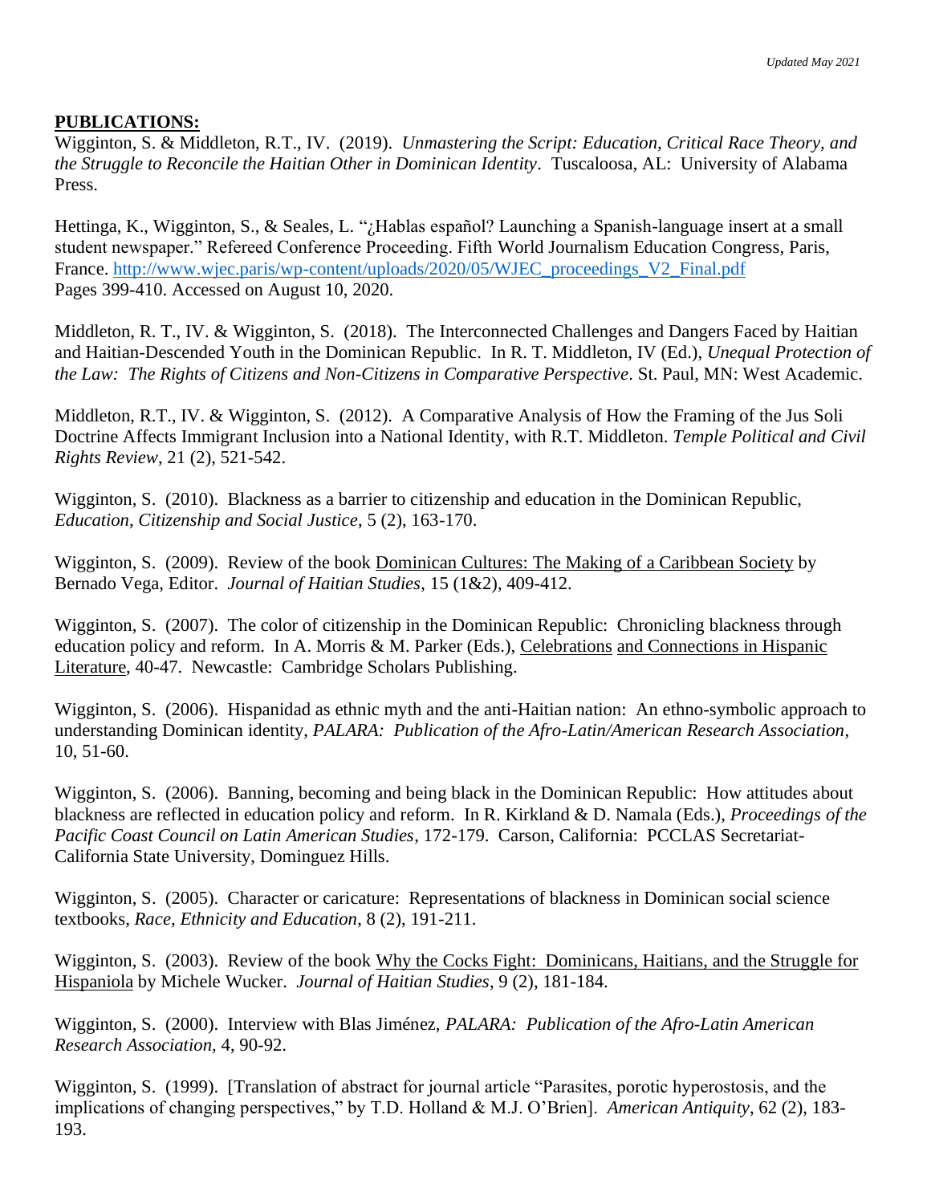**PUBLICATIONS:**

Wigginton, S. & Middleton, R.T., IV. (2019). *Unmastering the Script: Education, Critical Race Theory, and the Struggle to Reconcile the Haitian Other in Dominican Identity*. Tuscaloosa, AL: University of Alabama Press.

Hettinga, K., Wigginton, S., & Seales, L. "¿Hablas español? Launching a Spanish-language insert at a small student newspaper." Refereed Conference Proceeding. Fifth World Journalism Education Congress, Paris, France. [http://www.wjec.paris/wp-content/uploads/2020/05/WJEC_proceedings_V2_Final.pdf](http://www.wjec.paris/wp-content/uploads/2020/05/WJEC_proceedings_V2_Final.pdf) Pages 399-410. Accessed on August 10, 2020.

Middleton, R. T., IV. & Wigginton, S. (2018). The Interconnected Challenges and Dangers Faced by Haitian and Haitian-Descended Youth in the Dominican Republic. In R. T. Middleton, IV (Ed.), *Unequal Protection of the Law: The Rights of Citizens and Non-Citizens in Comparative Perspective*. St. Paul, MN: West Academic.

Middleton, R.T., IV. & Wigginton, S. (2012). A Comparative Analysis of How the Framing of the Jus Soli Doctrine Affects Immigrant Inclusion into a National Identity, with R.T. Middleton. *Temple Political and Civil Rights Review*, 21 (2), 521-542.

Wigginton, S. (2010). Blackness as a barrier to citizenship and education in the Dominican Republic, *Education, Citizenship and Social Justice*, 5 (2), 163-170.

Wigginton, S. (2009). Review of the book Dominican Cultures: The Making of a Caribbean Society by Bernado Vega, Editor. *Journal of Haitian Studies*, 15 (1&2), 409-412.

Wigginton, S. (2007). The color of citizenship in the Dominican Republic: Chronicling blackness through education policy and reform. In A. Morris & M. Parker (Eds.), Celebrations and Connections in Hispanic Literature, 40-47. Newcastle: Cambridge Scholars Publishing.

Wigginton, S. (2006). Hispanidad as ethnic myth and the anti-Haitian nation: An ethno-symbolic approach to understanding Dominican identity, *PALARA: Publication of the Afro-Latin/American Research Association*, 10, 51-60.

Wigginton, S. (2006). Banning, becoming and being black in the Dominican Republic: How attitudes about blackness are reflected in education policy and reform. In R. Kirkland & D. Namala (Eds.), *Proceedings of the Pacific Coast Council on Latin American Studies*, 172-179. Carson, California: PCCLAS Secretariat-California State University, Dominguez Hills.

Wigginton, S. (2005). Character or caricature: Representations of blackness in Dominican social science textbooks, *Race, Ethnicity and Education*, 8 (2), 191-211.

Wigginton, S. (2003). Review of the book Why the Cocks Fight: Dominicans, Haitians, and the Struggle for Hispaniola by Michele Wucker. *Journal of Haitian Studies*, 9 (2), 181-184.

Wigginton, S. (2000). Interview with Blas Jiménez, *PALARA: Publication of the Afro-Latin American Research Association*, 4, 90-92.

Wigginton, S. (1999). [Translation of abstract for journal article "Parasites, porotic hyperostosis, and the implications of changing perspectives," by T.D. Holland & M.J. O'Brien]. *American Antiquity*, 62 (2), 183-193.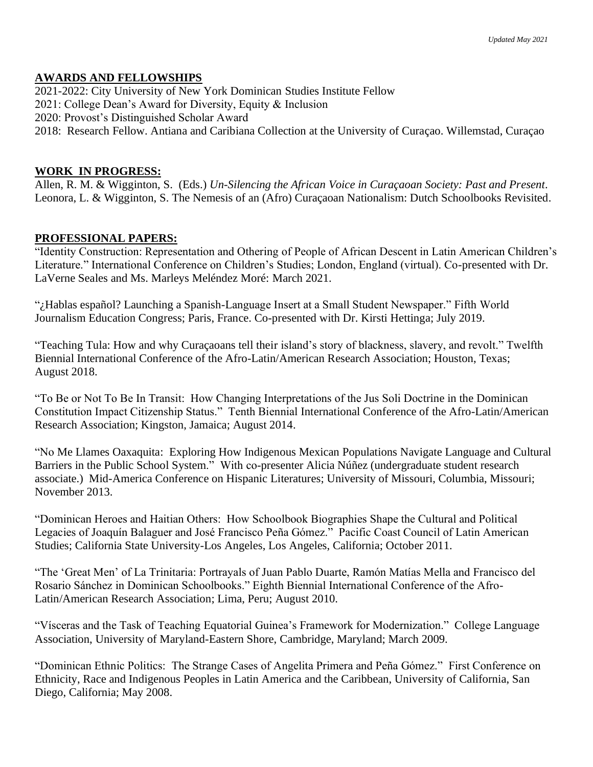## AWARDS AND FELLOWSHIPS

2021-2022: City University of New York Dominican Studies Institute Fellow
2021: College Dean's Award for Diversity, Equity & Inclusion
2020: Provost's Distinguished Scholar Award
2018: Research Fellow. Antiana and Caribiana Collection at the University of Curaçao. Willemstad, Curaçao

## WORK IN PROGRESS:

Allen, R. M. & Wigginton, S. (Eds.) *Un-Silencing the African Voice in Curaçaoan Society: Past and Present*.
Leonora, L. & Wigginton, S. The Nemesis of an (Afro) Curaçaoan Nationalism: Dutch Schoolbooks Revisited.

## PROFESSIONAL PAPERS:

"Identity Construction: Representation and Othering of People of African Descent in Latin American Children's Literature." International Conference on Children's Studies; London, England (virtual). Co-presented with Dr. LaVerne Seales and Ms. Marleys Meléndez Moré: March 2021.

"¿Hablas español? Launching a Spanish-Language Insert at a Small Student Newspaper." Fifth World Journalism Education Congress; Paris, France. Co-presented with Dr. Kirsti Hettinga; July 2019.

"Teaching Tula: How and why Curaçaoans tell their island's story of blackness, slavery, and revolt." Twelfth Biennial International Conference of the Afro-Latin/American Research Association; Houston, Texas; August 2018.

"To Be or Not To Be In Transit: How Changing Interpretations of the Jus Soli Doctrine in the Dominican Constitution Impact Citizenship Status." Tenth Biennial International Conference of the Afro-Latin/American Research Association; Kingston, Jamaica; August 2014.

"No Me Llames Oaxaquita: Exploring How Indigenous Mexican Populations Navigate Language and Cultural Barriers in the Public School System." With co-presenter Alicia Núñez (undergraduate student research associate.) Mid-America Conference on Hispanic Literatures; University of Missouri, Columbia, Missouri; November 2013.

"Dominican Heroes and Haitian Others: How Schoolbook Biographies Shape the Cultural and Political Legacies of Joaquín Balaguer and José Francisco Peña Gómez." Pacific Coast Council of Latin American Studies; California State University-Los Angeles, Los Angeles, California; October 2011.

"The 'Great Men' of La Trinitaria: Portrayals of Juan Pablo Duarte, Ramón Matías Mella and Francisco del Rosario Sánchez in Dominican Schoolbooks." Eighth Biennial International Conference of the Afro-Latin/American Research Association; Lima, Peru; August 2010.

"Vísceras and the Task of Teaching Equatorial Guinea's Framework for Modernization." College Language Association, University of Maryland-Eastern Shore, Cambridge, Maryland; March 2009.

"Dominican Ethnic Politics: The Strange Cases of Angelita Primera and Peña Gómez." First Conference on Ethnicity, Race and Indigenous Peoples in Latin America and the Caribbean, University of California, San Diego, California; May 2008.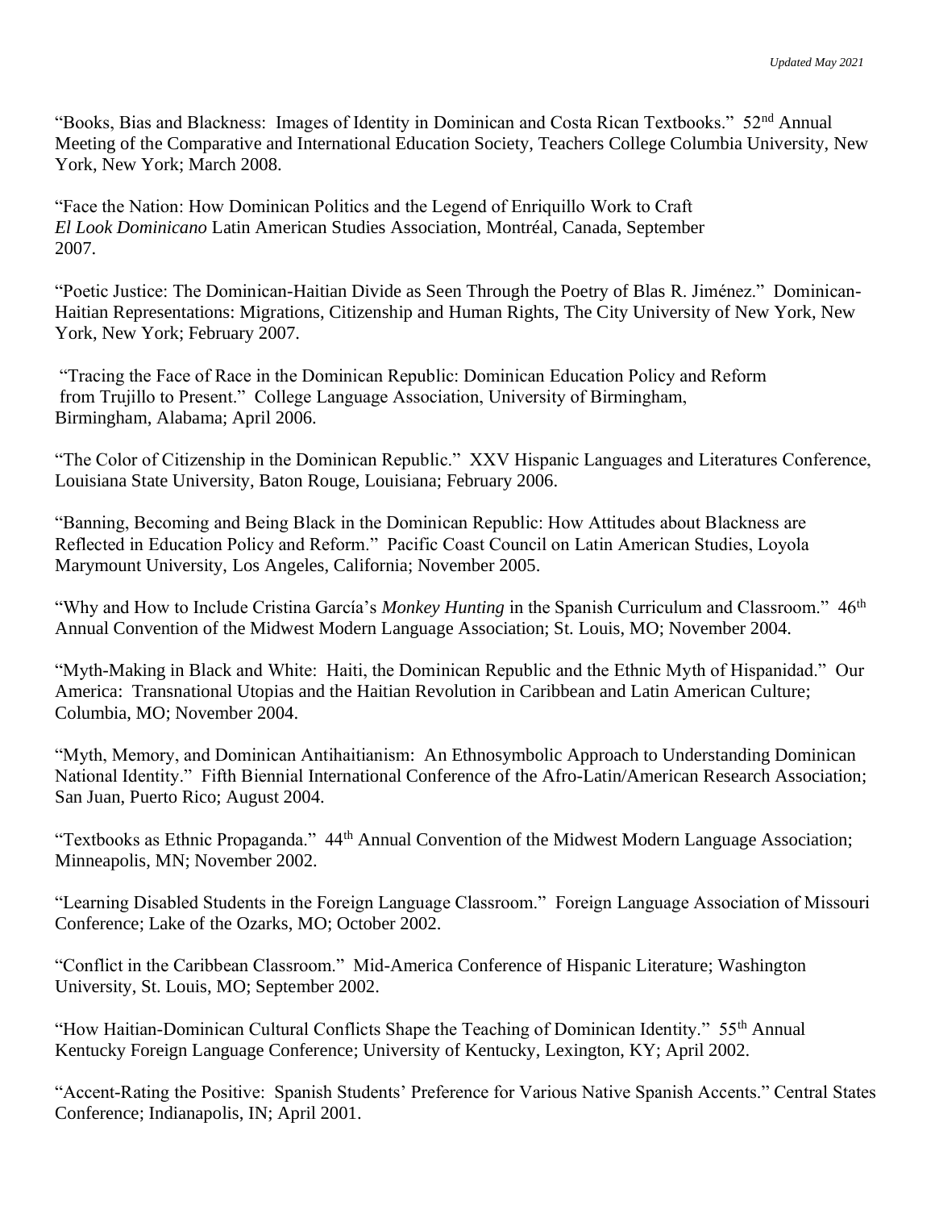"Books, Bias and Blackness: Images of Identity in Dominican and Costa Rican Textbooks." 52nd Annual Meeting of the Comparative and International Education Society, Teachers College Columbia University, New York, New York; March 2008.

"Face the Nation: How Dominican Politics and the Legend of Enriquillo Work to Craft *El Look Dominicano* Latin American Studies Association, Montréal, Canada, September 2007.

"Poetic Justice: The Dominican-Haitian Divide as Seen Through the Poetry of Blas R. Jiménez." Dominican-Haitian Representations: Migrations, Citizenship and Human Rights, The City University of New York, New York, New York; February 2007.

"Tracing the Face of Race in the Dominican Republic: Dominican Education Policy and Reform from Trujillo to Present." College Language Association, University of Birmingham, Birmingham, Alabama; April 2006.

"The Color of Citizenship in the Dominican Republic." XXV Hispanic Languages and Literatures Conference, Louisiana State University, Baton Rouge, Louisiana; February 2006.

"Banning, Becoming and Being Black in the Dominican Republic: How Attitudes about Blackness are Reflected in Education Policy and Reform." Pacific Coast Council on Latin American Studies, Loyola Marymount University, Los Angeles, California; November 2005.

"Why and How to Include Cristina García's *Monkey Hunting* in the Spanish Curriculum and Classroom." 46th Annual Convention of the Midwest Modern Language Association; St. Louis, MO; November 2004.

"Myth-Making in Black and White: Haiti, the Dominican Republic and the Ethnic Myth of Hispanidad." Our America: Transnational Utopias and the Haitian Revolution in Caribbean and Latin American Culture; Columbia, MO; November 2004.

"Myth, Memory, and Dominican Antihaitianism: An Ethnosymbolic Approach to Understanding Dominican National Identity." Fifth Biennial International Conference of the Afro-Latin/American Research Association; San Juan, Puerto Rico; August 2004.

"Textbooks as Ethnic Propaganda." 44th Annual Convention of the Midwest Modern Language Association; Minneapolis, MN; November 2002.

"Learning Disabled Students in the Foreign Language Classroom." Foreign Language Association of Missouri Conference; Lake of the Ozarks, MO; October 2002.

"Conflict in the Caribbean Classroom." Mid-America Conference of Hispanic Literature; Washington University, St. Louis, MO; September 2002.

"How Haitian-Dominican Cultural Conflicts Shape the Teaching of Dominican Identity." 55th Annual Kentucky Foreign Language Conference; University of Kentucky, Lexington, KY; April 2002.

"Accent-Rating the Positive: Spanish Students' Preference for Various Native Spanish Accents." Central States Conference; Indianapolis, IN; April 2001.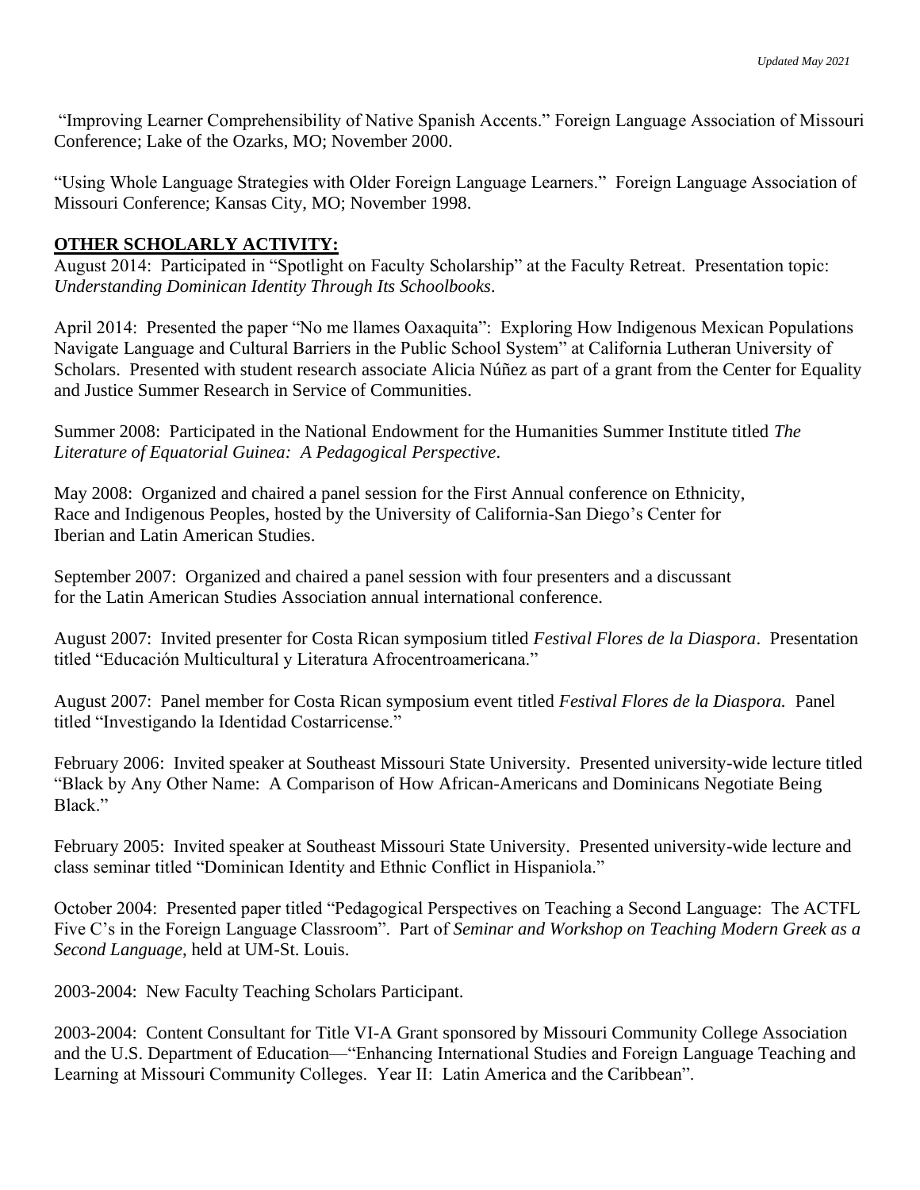"Improving Learner Comprehensibility of Native Spanish Accents." Foreign Language Association of Missouri Conference; Lake of the Ozarks, MO; November 2000.

"Using Whole Language Strategies with Older Foreign Language Learners." Foreign Language Association of Missouri Conference; Kansas City, MO; November 1998.

## OTHER SCHOLARLY ACTIVITY:

August 2014: Participated in "Spotlight on Faculty Scholarship" at the Faculty Retreat. Presentation topic: *Understanding Dominican Identity Through Its Schoolbooks*.

April 2014: Presented the paper "No me llames Oaxaquita": Exploring How Indigenous Mexican Populations Navigate Language and Cultural Barriers in the Public School System" at California Lutheran University of Scholars. Presented with student research associate Alicia Núñez as part of a grant from the Center for Equality and Justice Summer Research in Service of Communities.

Summer 2008: Participated in the National Endowment for the Humanities Summer Institute titled *The Literature of Equatorial Guinea: A Pedagogical Perspective*.

May 2008: Organized and chaired a panel session for the First Annual conference on Ethnicity, Race and Indigenous Peoples, hosted by the University of California-San Diego's Center for Iberian and Latin American Studies.

September 2007: Organized and chaired a panel session with four presenters and a discussant for the Latin American Studies Association annual international conference.

August 2007: Invited presenter for Costa Rican symposium titled *Festival Flores de la Diaspora*. Presentation titled "Educación Multicultural y Literatura Afrocentroamericana."

August 2007: Panel member for Costa Rican symposium event titled *Festival Flores de la Diaspora.* Panel titled "Investigando la Identidad Costarricense."

February 2006: Invited speaker at Southeast Missouri State University. Presented university-wide lecture titled "Black by Any Other Name: A Comparison of How African-Americans and Dominicans Negotiate Being Black."

February 2005: Invited speaker at Southeast Missouri State University. Presented university-wide lecture and class seminar titled "Dominican Identity and Ethnic Conflict in Hispaniola."

October 2004: Presented paper titled "Pedagogical Perspectives on Teaching a Second Language: The ACTFL Five C's in the Foreign Language Classroom". Part of *Seminar and Workshop on Teaching Modern Greek as a Second Language*, held at UM-St. Louis.

2003-2004: New Faculty Teaching Scholars Participant.

2003-2004: Content Consultant for Title VI-A Grant sponsored by Missouri Community College Association and the U.S. Department of Education—"Enhancing International Studies and Foreign Language Teaching and Learning at Missouri Community Colleges. Year II: Latin America and the Caribbean".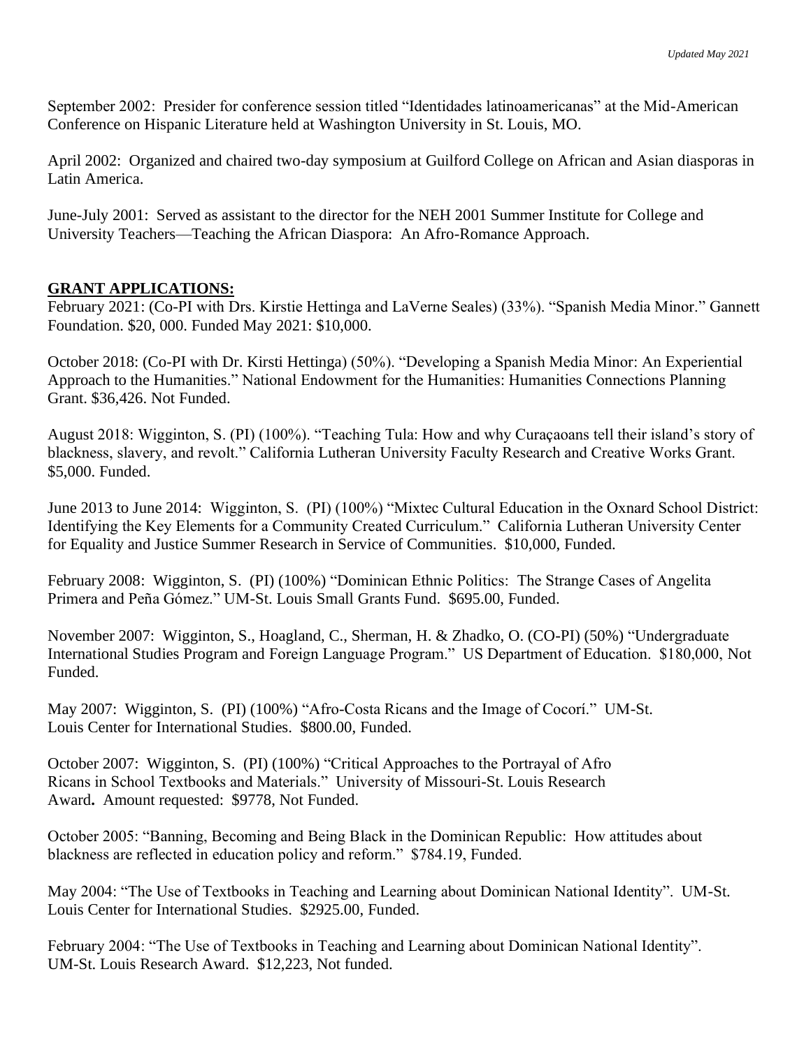September 2002: Presider for conference session titled "Identidades latinoamericanas" at the Mid-American Conference on Hispanic Literature held at Washington University in St. Louis, MO.

April 2002: Organized and chaired two-day symposium at Guilford College on African and Asian diasporas in Latin America.

June-July 2001: Served as assistant to the director for the NEH 2001 Summer Institute for College and University Teachers—Teaching the African Diaspora: An Afro-Romance Approach.

## GRANT APPLICATIONS:

February 2021: (Co-PI with Drs. Kirstie Hettinga and LaVerne Seales) (33%). "Spanish Media Minor." Gannett Foundation. $20, 000. Funded May 2021: $10,000.

October 2018: (Co-PI with Dr. Kirsti Hettinga) (50%). "Developing a Spanish Media Minor: An Experiential Approach to the Humanities." National Endowment for the Humanities: Humanities Connections Planning Grant. $36,426. Not Funded.

August 2018: Wigginton, S. (PI) (100%). "Teaching Tula: How and why Curaçaoans tell their island's story of blackness, slavery, and revolt." California Lutheran University Faculty Research and Creative Works Grant. $5,000. Funded.

June 2013 to June 2014: Wigginton, S. (PI) (100%) "Mixtec Cultural Education in the Oxnard School District: Identifying the Key Elements for a Community Created Curriculum." California Lutheran University Center for Equality and Justice Summer Research in Service of Communities. $10,000, Funded.

February 2008: Wigginton, S. (PI) (100%) "Dominican Ethnic Politics: The Strange Cases of Angelita Primera and Peña Gómez." UM-St. Louis Small Grants Fund. $695.00, Funded.

November 2007: Wigginton, S., Hoagland, C., Sherman, H. & Zhadko, O. (CO-PI) (50%) "Undergraduate International Studies Program and Foreign Language Program." US Department of Education. $180,000, Not Funded.

May 2007: Wigginton, S. (PI) (100%) "Afro-Costa Ricans and the Image of Cocorí." UM-St. Louis Center for International Studies. $800.00, Funded.

October 2007: Wigginton, S. (PI) (100%) "Critical Approaches to the Portrayal of Afro Ricans in School Textbooks and Materials." University of Missouri-St. Louis Research Award**.** Amount requested: $9778, Not Funded.

October 2005: "Banning, Becoming and Being Black in the Dominican Republic: How attitudes about blackness are reflected in education policy and reform." $784.19, Funded.

May 2004: "The Use of Textbooks in Teaching and Learning about Dominican National Identity". UM-St. Louis Center for International Studies. $2925.00, Funded.

February 2004: "The Use of Textbooks in Teaching and Learning about Dominican National Identity". UM-St. Louis Research Award. $12,223, Not funded.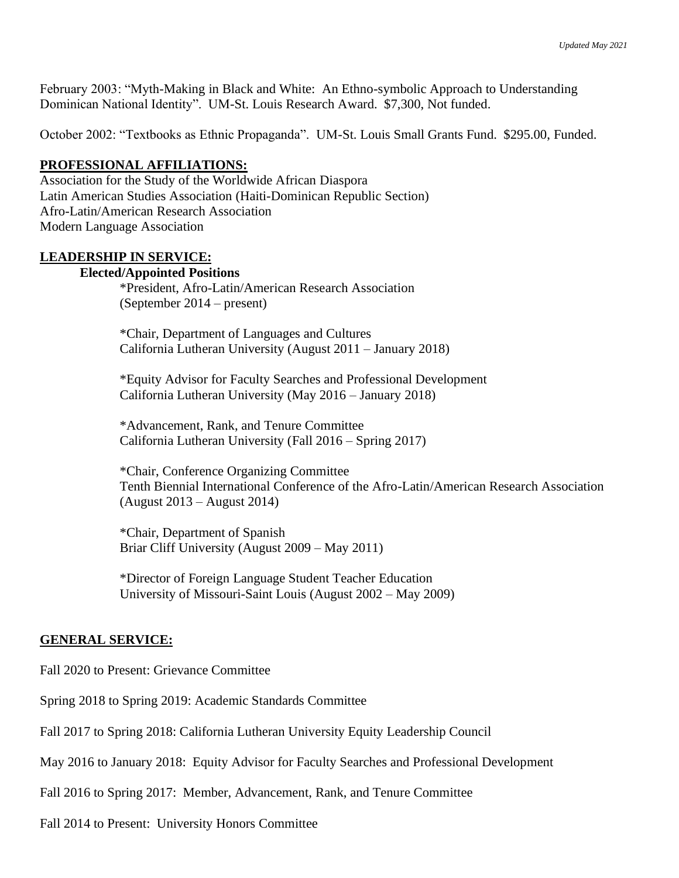February 2003: “Myth-Making in Black and White: An Ethno-symbolic Approach to Understanding Dominican National Identity”. UM-St. Louis Research Award. $7,300, Not funded.

October 2002: “Textbooks as Ethnic Propaganda”. UM-St. Louis Small Grants Fund. $295.00, Funded.

## PROFESSIONAL AFFILIATIONS:

Association for the Study of the Worldwide African Diaspora
Latin American Studies Association (Haiti-Dominican Republic Section)
Afro-Latin/American Research Association
Modern Language Association

## LEADERSHIP IN SERVICE:

### Elected/Appointed Positions

*President, Afro-Latin/American Research Association
(September 2014 – present)

*Chair, Department of Languages and Cultures
California Lutheran University (August 2011 – January 2018)

*Equity Advisor for Faculty Searches and Professional Development
California Lutheran University (May 2016 – January 2018)

*Advancement, Rank, and Tenure Committee
California Lutheran University (Fall 2016 – Spring 2017)

*Chair, Conference Organizing Committee
Tenth Biennial International Conference of the Afro-Latin/American Research Association
(August 2013 – August 2014)

*Chair, Department of Spanish
Briar Cliff University (August 2009 – May 2011)

*Director of Foreign Language Student Teacher Education
University of Missouri-Saint Louis (August 2002 – May 2009)

## GENERAL SERVICE:

Fall 2020 to Present: Grievance Committee

Spring 2018 to Spring 2019: Academic Standards Committee

Fall 2017 to Spring 2018: California Lutheran University Equity Leadership Council

May 2016 to January 2018: Equity Advisor for Faculty Searches and Professional Development

Fall 2016 to Spring 2017: Member, Advancement, Rank, and Tenure Committee

Fall 2014 to Present: University Honors Committee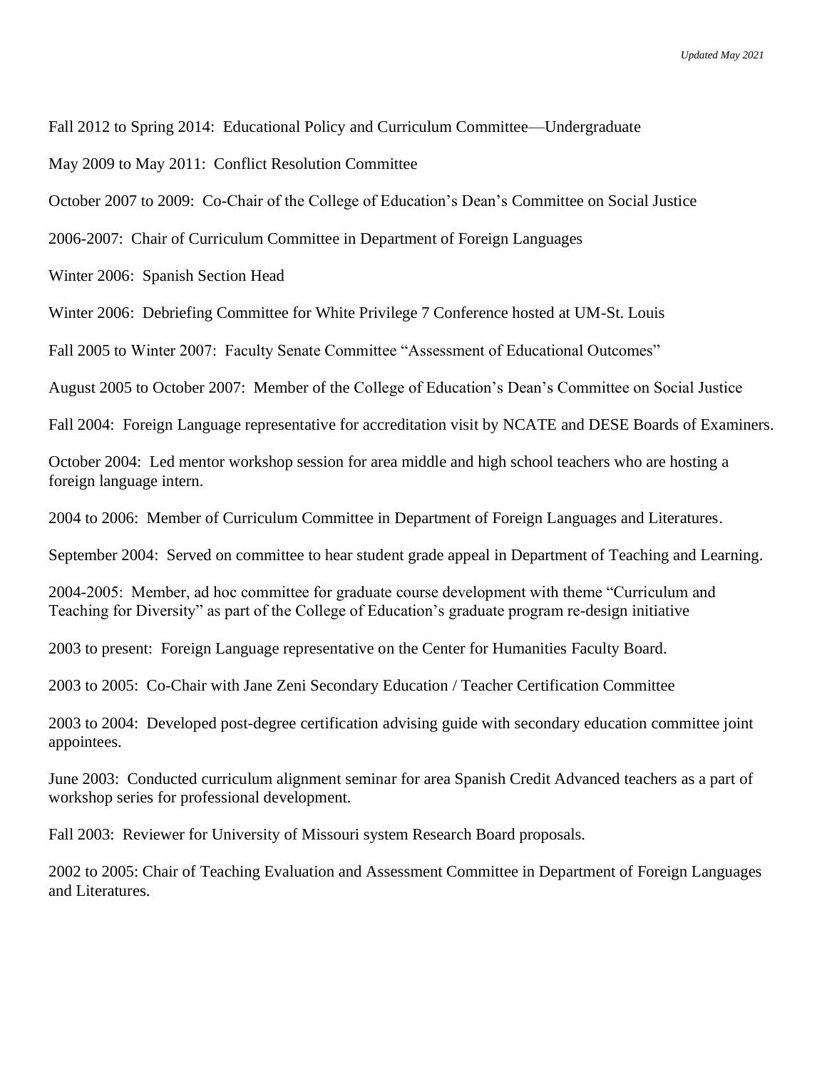Fall 2012 to Spring 2014: Educational Policy and Curriculum Committee—Undergraduate

May 2009 to May 2011: Conflict Resolution Committee

October 2007 to 2009: Co-Chair of the College of Education's Dean's Committee on Social Justice

2006-2007: Chair of Curriculum Committee in Department of Foreign Languages

Winter 2006: Spanish Section Head

Winter 2006: Debriefing Committee for White Privilege 7 Conference hosted at UM-St. Louis

Fall 2005 to Winter 2007: Faculty Senate Committee "Assessment of Educational Outcomes"

August 2005 to October 2007: Member of the College of Education's Dean's Committee on Social Justice

Fall 2004: Foreign Language representative for accreditation visit by NCATE and DESE Boards of Examiners.

October 2004: Led mentor workshop session for area middle and high school teachers who are hosting a foreign language intern.

2004 to 2006: Member of Curriculum Committee in Department of Foreign Languages and Literatures.

September 2004: Served on committee to hear student grade appeal in Department of Teaching and Learning.

2004-2005: Member, ad hoc committee for graduate course development with theme "Curriculum and Teaching for Diversity" as part of the College of Education's graduate program re-design initiative

2003 to present: Foreign Language representative on the Center for Humanities Faculty Board.

2003 to 2005: Co-Chair with Jane Zeni Secondary Education / Teacher Certification Committee

2003 to 2004: Developed post-degree certification advising guide with secondary education committee joint appointees.

June 2003: Conducted curriculum alignment seminar for area Spanish Credit Advanced teachers as a part of workshop series for professional development.

Fall 2003: Reviewer for University of Missouri system Research Board proposals.

2002 to 2005: Chair of Teaching Evaluation and Assessment Committee in Department of Foreign Languages and Literatures.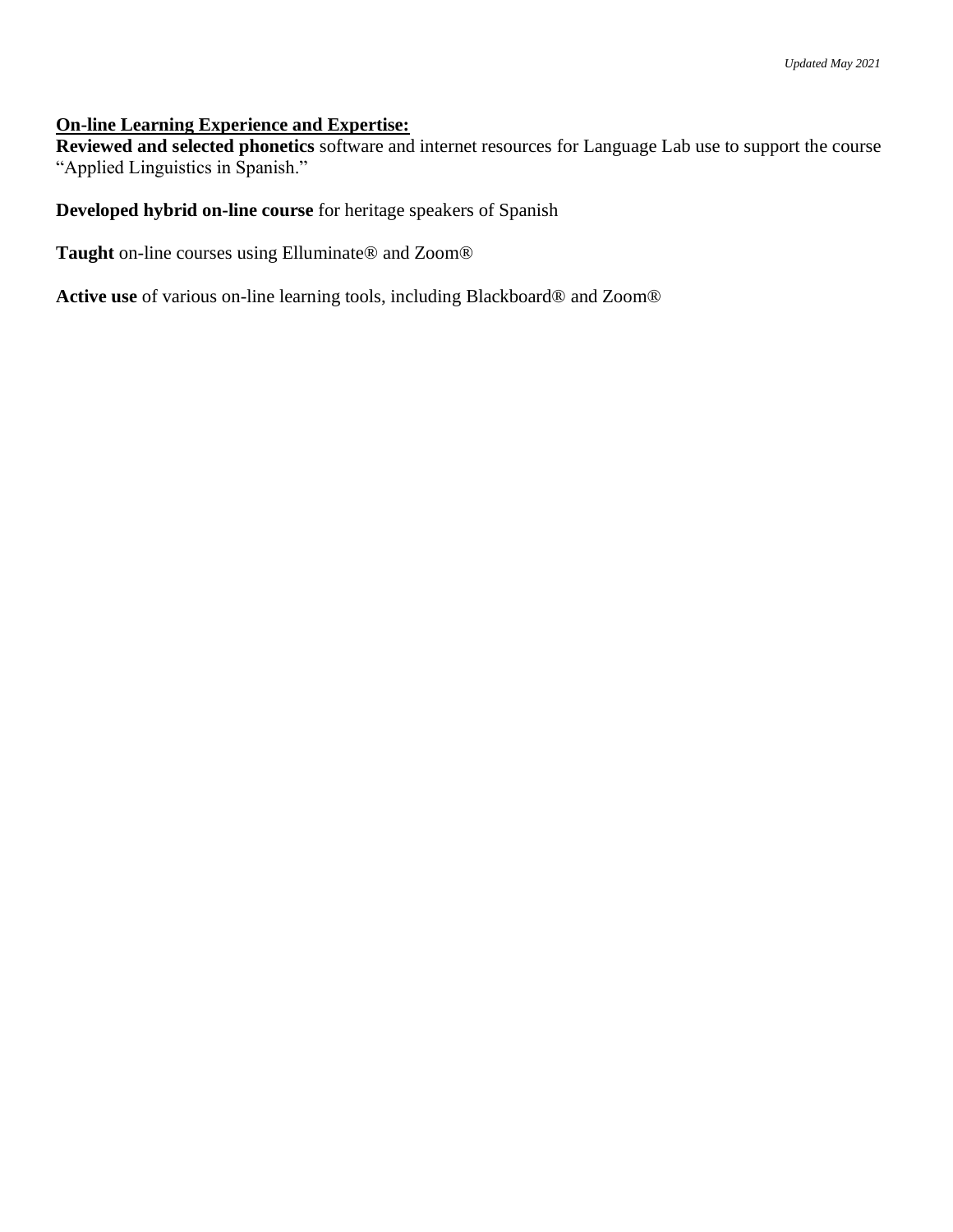**On-line Learning Experience and Expertise:**

**Reviewed and selected phonetics** software and internet resources for Language Lab use to support the course "Applied Linguistics in Spanish."

**Developed hybrid on-line course** for heritage speakers of Spanish

**Taught** on-line courses using Elluminate® and Zoom®

**Active use** of various on-line learning tools, including Blackboard® and Zoom®